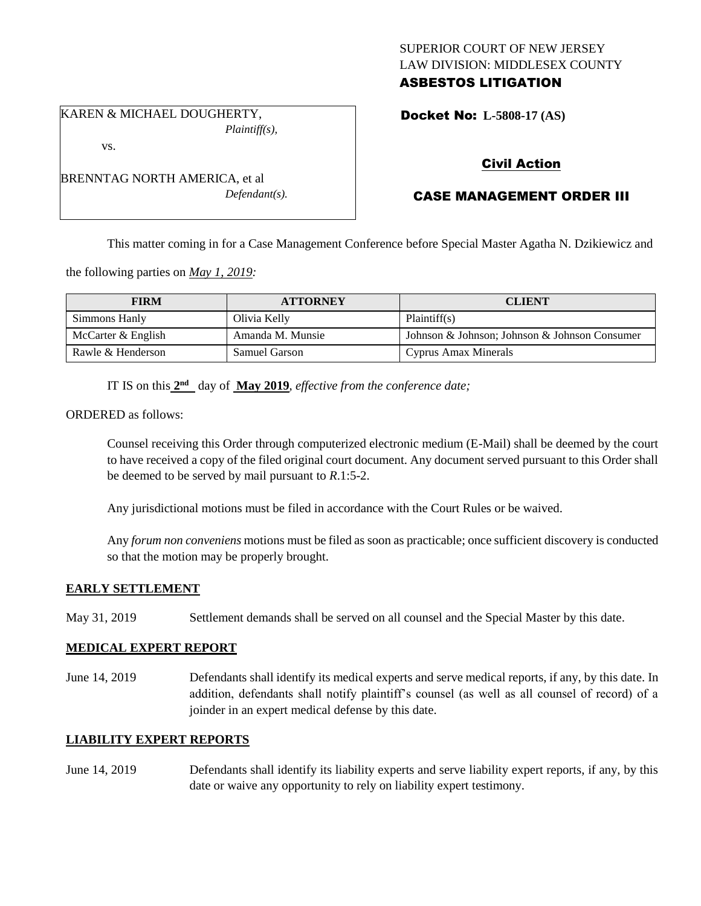SUPERIOR COURT OF NEW JERSEY
LAW DIVISION: MIDDLESEX COUNTY
**ASBESTOS LITIGATION**

KAREN & MICHAEL DOUGHERTY,
*Plaintiff(s),*

vs.

BRENNTAG NORTH AMERICA, et al
*Defendant(s).*

**Docket No: L-5808-17 (AS)**

**Civil Action**

**CASE MANAGEMENT ORDER III**

This matter coming in for a Case Management Conference before Special Master Agatha N. Dzikiewicz and the following parties on *May 1, 2019:*

| FIRM | ATTORNEY | CLIENT |
|---|---|---|
| Simmons Hanly | Olivia Kelly | Plaintiff(s) |
| McCarter & English | Amanda M. Munsie | Johnson & Johnson; Johnson & Johnson Consumer |
| Rawle & Henderson | Samuel Garson | Cyprus Amax Minerals |

IT IS on this **2nd** day of **May 2019**, *effective from the conference date;*

ORDERED as follows:

Counsel receiving this Order through computerized electronic medium (E-Mail) shall be deemed by the court to have received a copy of the filed original court document. Any document served pursuant to this Order shall be deemed to be served by mail pursuant to *R*.1:5-2.

Any jurisdictional motions must be filed in accordance with the Court Rules or be waived.

Any *forum non conveniens* motions must be filed as soon as practicable; once sufficient discovery is conducted so that the motion may be properly brought.

**EARLY SETTLEMENT**

May 31, 2019 Settlement demands shall be served on all counsel and the Special Master by this date.

**MEDICAL EXPERT REPORT**

June 14, 2019 Defendants shall identify its medical experts and serve medical reports, if any, by this date. In addition, defendants shall notify plaintiff's counsel (as well as all counsel of record) of a joinder in an expert medical defense by this date.

**LIABILITY EXPERT REPORTS**

June 14, 2019 Defendants shall identify its liability experts and serve liability expert reports, if any, by this date or waive any opportunity to rely on liability expert testimony.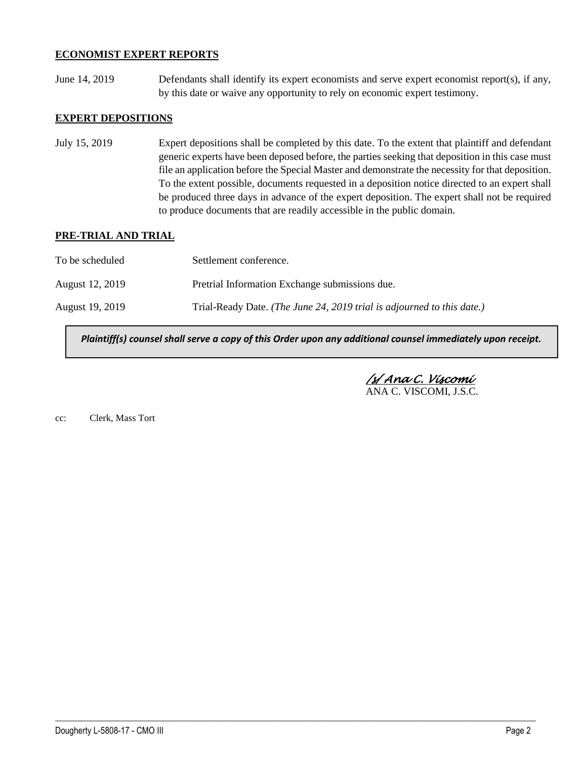**ECONOMIST EXPERT REPORTS**

| | |
|---|---|
| June 14, 2019 | Defendants shall identify its expert economists and serve expert economist report(s), if any, by this date or waive any opportunity to rely on economic expert testimony. |

**EXPERT DEPOSITIONS**

| | |
|---|---|
| July 15, 2019 | Expert depositions shall be completed by this date. To the extent that plaintiff and defendant generic experts have been deposed before, the parties seeking that deposition in this case must file an application before the Special Master and demonstrate the necessity for that deposition. To the extent possible, documents requested in a deposition notice directed to an expert shall be produced three days in advance of the expert deposition. The expert shall not be required to produce documents that are readily accessible in the public domain. |

**PRE-TRIAL AND TRIAL**

| | |
|---|---|
| To be scheduled | Settlement conference. |
| August 12, 2019 | Pretrial Information Exchange submissions due. |
| August 19, 2019 | Trial-Ready Date. *(The June 24, 2019 trial is adjourned to this date.)* |

***Plaintiff(s) counsel shall serve a copy of this Order upon any additional counsel immediately upon receipt.***

*/s/ Ana C. Viscomi*
ANA C. VISCOMI, J.S.C.

cc: Clerk, Mass Tort